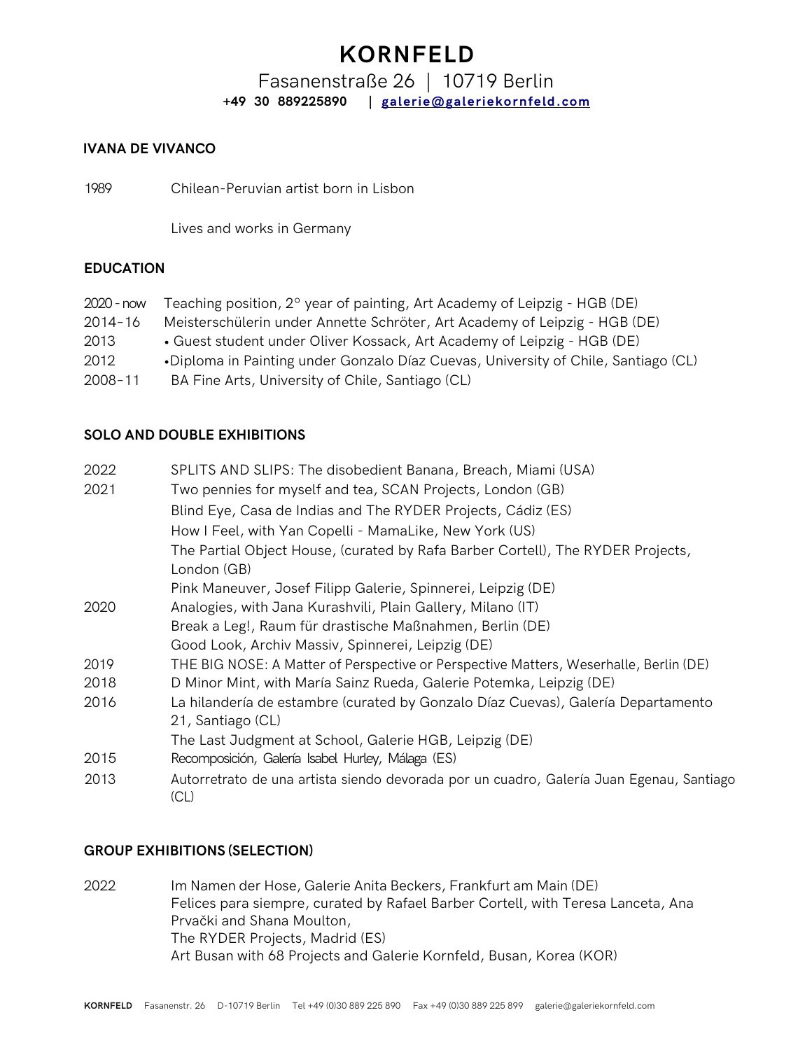# KORNFELD

Fasanenstraße 26 | 10719 Berlin

**+49 30 889225890 | galerie@galeriekornfeld.com**

## IVANA DE VIVANCO

1989 Chilean-Peruvian artist born in Lisbon

Lives and works in Germany

## EDUCATION

2020 - now Teaching position, 2° year of painting, Art Academy of Leipzig - HGB (DE)
2014–16 Meisterschülerin under Annette Schröter, Art Academy of Leipzig - HGB (DE)
2013 • Guest student under Oliver Kossack, Art Academy of Leipzig - HGB (DE)
2012 •Diploma in Painting under Gonzalo Díaz Cuevas, University of Chile, Santiago (CL)
2008–11 BA Fine Arts, University of Chile, Santiago (CL)

## SOLO AND DOUBLE EXHIBITIONS

2022 SPLITS AND SLIPS: The disobedient Banana, Breach, Miami (USA)

2021 Two pennies for myself and tea, SCAN Projects, London (GB)
Blind Eye, Casa de Indias and The RYDER Projects, Cádiz (ES)
How I Feel, with Yan Copelli - MamaLike, New York (US)
The Partial Object House, (curated by Rafa Barber Cortell), The RYDER Projects, London (GB)
Pink Maneuver, Josef Filipp Galerie, Spinnerei, Leipzig (DE)

2020 Analogies, with Jana Kurashvili, Plain Gallery, Milano (IT)
Break a Leg!, Raum für drastische Maßnahmen, Berlin (DE)
Good Look, Archiv Massiv, Spinnerei, Leipzig (DE)

2019 THE BIG NOSE: A Matter of Perspective or Perspective Matters, Weserhalle, Berlin (DE)

2018 D Minor Mint, with María Sainz Rueda, Galerie Potemka, Leipzig (DE)

2016 La hilandería de estambre (curated by Gonzalo Díaz Cuevas), Galería Departamento 21, Santiago (CL)
The Last Judgment at School, Galerie HGB, Leipzig (DE)

2015 Recomposición, Galería Isabel Hurley, Málaga (ES)

2013 Autorretrato de una artista siendo devorada por un cuadro, Galería Juan Egenau, Santiago (CL)

## GROUP EXHIBITIONS (SELECTION)

2022 Im Namen der Hose, Galerie Anita Beckers, Frankfurt am Main (DE)
Felices para siempre, curated by Rafael Barber Cortell, with Teresa Lanceta, Ana Prvački and Shana Moulton,
The RYDER Projects, Madrid (ES)
Art Busan with 68 Projects and Galerie Kornfeld, Busan, Korea (KOR)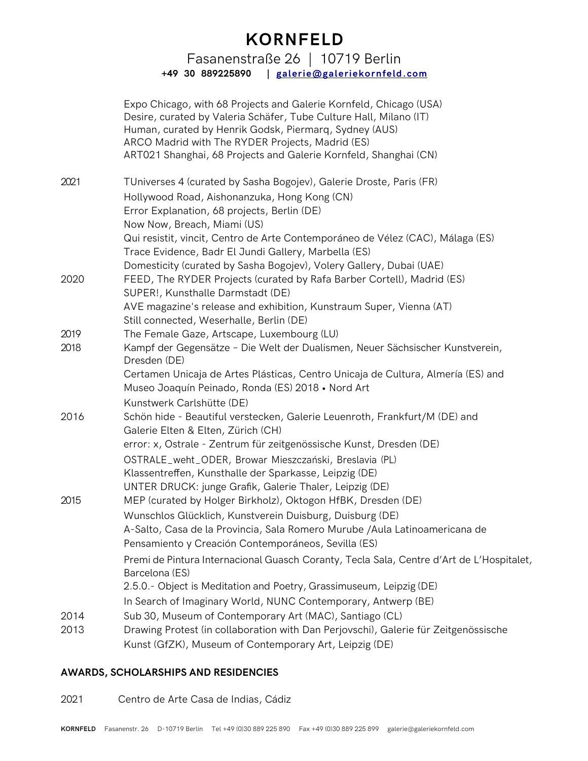Expo Chicago, with 68 Projects and Galerie Kornfeld, Chicago (USA)
Desire, curated by Valeria Schäfer, Tube Culture Hall, Milano (IT)
Human, curated by Henrik Godsk, Piermarq, Sydney (AUS)
ARCO Madrid with The RYDER Projects, Madrid (ES)
ART021 Shanghai, 68 Projects and Galerie Kornfeld, Shanghai (CN)

2021 TUniverses 4 (curated by Sasha Bogojev), Galerie Droste, Paris (FR)
Hollywood Road, Aishonanzuka, Hong Kong (CN)
Error Explanation, 68 projects, Berlin (DE)
Now Now, Breach, Miami (US)
Qui resistit, vincit, Centro de Arte Contemporáneo de Vélez (CAC), Málaga (ES)
Trace Evidence, Badr El Jundi Gallery, Marbella (ES)
Domesticity (curated by Sasha Bogojev), Volery Gallery, Dubai (UAE)

2020 FEED, The RYDER Projects (curated by Rafa Barber Cortell), Madrid (ES)
SUPER!, Kunsthalle Darmstadt (DE)
AVE magazine's release and exhibition, Kunstraum Super, Vienna (AT)
Still connected, Weserhalle, Berlin (DE)

2019 The Female Gaze, Artscape, Luxembourg (LU)

2018 Kampf der Gegensätze – Die Welt der Dualismen, Neuer Sächsischer Kunstverein, Dresden (DE)
Certamen Unicaja de Artes Plásticas, Centro Unicaja de Cultura, Almería (ES) and Museo Joaquín Peinado, Ronda (ES) 2018 • Nord Art
Kunstwerk Carlshütte (DE)

2016 Schön hide - Beautiful verstecken, Galerie Leuenroth, Frankfurt/M (DE) and Galerie Elten & Elten, Zürich (CH)
error: x, Ostrale - Zentrum für zeitgenössische Kunst, Dresden (DE)
OSTRALE_weht_ODER, Browar Mieszczański, Breslavia (PL)
Klassentreffen, Kunsthalle der Sparkasse, Leipzig (DE)
UNTER DRUCK: junge Grafik, Galerie Thaler, Leipzig (DE)

2015 MEP (curated by Holger Birkholz), Oktogon HfBK, Dresden (DE)
Wunschlos Glücklich, Kunstverein Duisburg, Duisburg (DE)
A-Salto, Casa de la Provincia, Sala Romero Murube /Aula Latinoamericana de Pensamiento y Creación Contemporáneos, Sevilla (ES)
Premi de Pintura Internacional Guasch Coranty, Tecla Sala, Centre d'Art de L'Hospitalet, Barcelona (ES)
2.5.0.- Object is Meditation and Poetry, Grassimuseum, Leipzig (DE)
In Search of Imaginary World, NUNC Contemporary, Antwerp (BE)

2014 Sub 30, Museum of Contemporary Art (MAC), Santiago (CL)

2013 Drawing Protest (in collaboration with Dan Perjovschi), Galerie für Zeitgenössische Kunst (GfZK), Museum of Contemporary Art, Leipzig (DE)

## AWARDS, SCHOLARSHIPS AND RESIDENCIES

2021 Centro de Arte Casa de Indias, Cádiz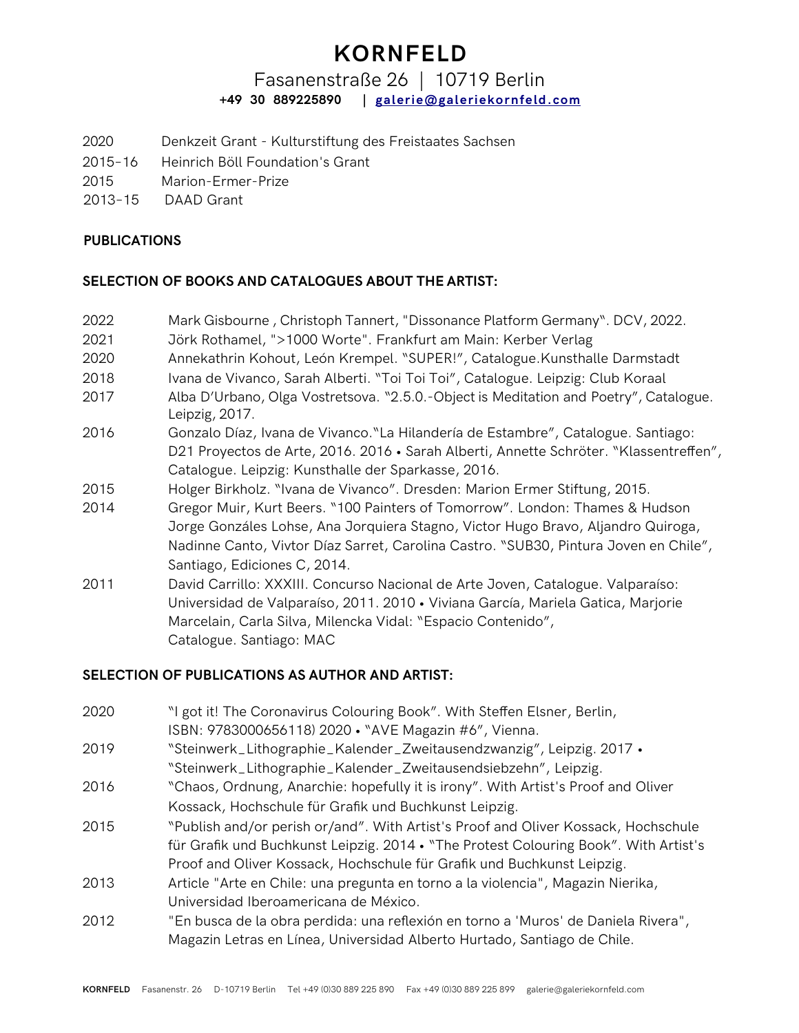# KORNFELD

Fasanenstraße 26 | 10719 Berlin

**+49 30 889225890 | galerie@galeriekornfeld.com**

| | |
|---|---|
| 2020 | Denkzeit Grant - Kulturstiftung des Freistaates Sachsen |
| 2015–16 | Heinrich Böll Foundation's Grant |
| 2015 | Marion-Ermer-Prize |
| 2013–15 | DAAD Grant |

## PUBLICATIONS

### SELECTION OF BOOKS AND CATALOGUES ABOUT THE ARTIST:

| | |
|---|---|
| 2022 | Mark Gisbourne , Christoph Tannert, "Dissonance Platform Germany". DCV, 2022. |
| 2021 | Jörk Rothamel, ">1000 Worte". Frankfurt am Main: Kerber Verlag |
| 2020 | Annekathrin Kohout, León Krempel. "SUPER!", Catalogue.Kunsthalle Darmstadt |
| 2018 | Ivana de Vivanco, Sarah Alberti. "Toi Toi Toi", Catalogue. Leipzig: Club Koraal |
| 2017 | Alba D'Urbano, Olga Vostretsova. "2.5.0.-Object is Meditation and Poetry", Catalogue. Leipzig, 2017. |
| 2016 | Gonzalo Díaz, Ivana de Vivanco."La Hilandería de Estambre", Catalogue. Santiago: D21 Proyectos de Arte, 2016. 2016 • Sarah Alberti, Annette Schröter. "Klassentreffen", Catalogue. Leipzig: Kunsthalle der Sparkasse, 2016. |
| 2015 | Holger Birkholz. "Ivana de Vivanco". Dresden: Marion Ermer Stiftung, 2015. |
| 2014 | Gregor Muir, Kurt Beers. "100 Painters of Tomorrow". London: Thames & Hudson Jorge Gonzáles Lohse, Ana Jorquiera Stagno, Victor Hugo Bravo, Aljandro Quiroga, Nadinne Canto, Vivtor Díaz Sarret, Carolina Castro. "SUB30, Pintura Joven en Chile", Santiago, Ediciones C, 2014. |
| 2011 | David Carrillo: XXXIII. Concurso Nacional de Arte Joven, Catalogue. Valparaíso: Universidad de Valparaíso, 2011. 2010 • Viviana García, Mariela Gatica, Marjorie Marcelain, Carla Silva, Milencka Vidal: "Espacio Contenido", Catalogue. Santiago: MAC |

### SELECTION OF PUBLICATIONS AS AUTHOR AND ARTIST:

| | |
|---|---|
| 2020 | "I got it! The Coronavirus Colouring Book". With Steffen Elsner, Berlin, ISBN: 9783000656118) 2020 • "AVE Magazin #6", Vienna. |
| 2019 | "Steinwerk_Lithographie_Kalender_Zweitausendzwanzig", Leipzig. 2017 • "Steinwerk_Lithographie_Kalender_Zweitausendsiebzehn", Leipzig. |
| 2016 | "Chaos, Ordnung, Anarchie: hopefully it is irony". With Artist's Proof and Oliver Kossack, Hochschule für Grafik und Buchkunst Leipzig. |
| 2015 | "Publish and/or perish or/and". With Artist's Proof and Oliver Kossack, Hochschule für Grafik und Buchkunst Leipzig. 2014 • "The Protest Colouring Book". With Artist's Proof and Oliver Kossack, Hochschule für Grafik und Buchkunst Leipzig. |
| 2013 | Article "Arte en Chile: una pregunta en torno a la violencia", Magazin Nierika, Universidad Iberoamericana de México. |
| 2012 | "En busca de la obra perdida: una reflexión en torno a 'Muros' de Daniela Rivera", Magazin Letras en Línea, Universidad Alberto Hurtado, Santiago de Chile. |